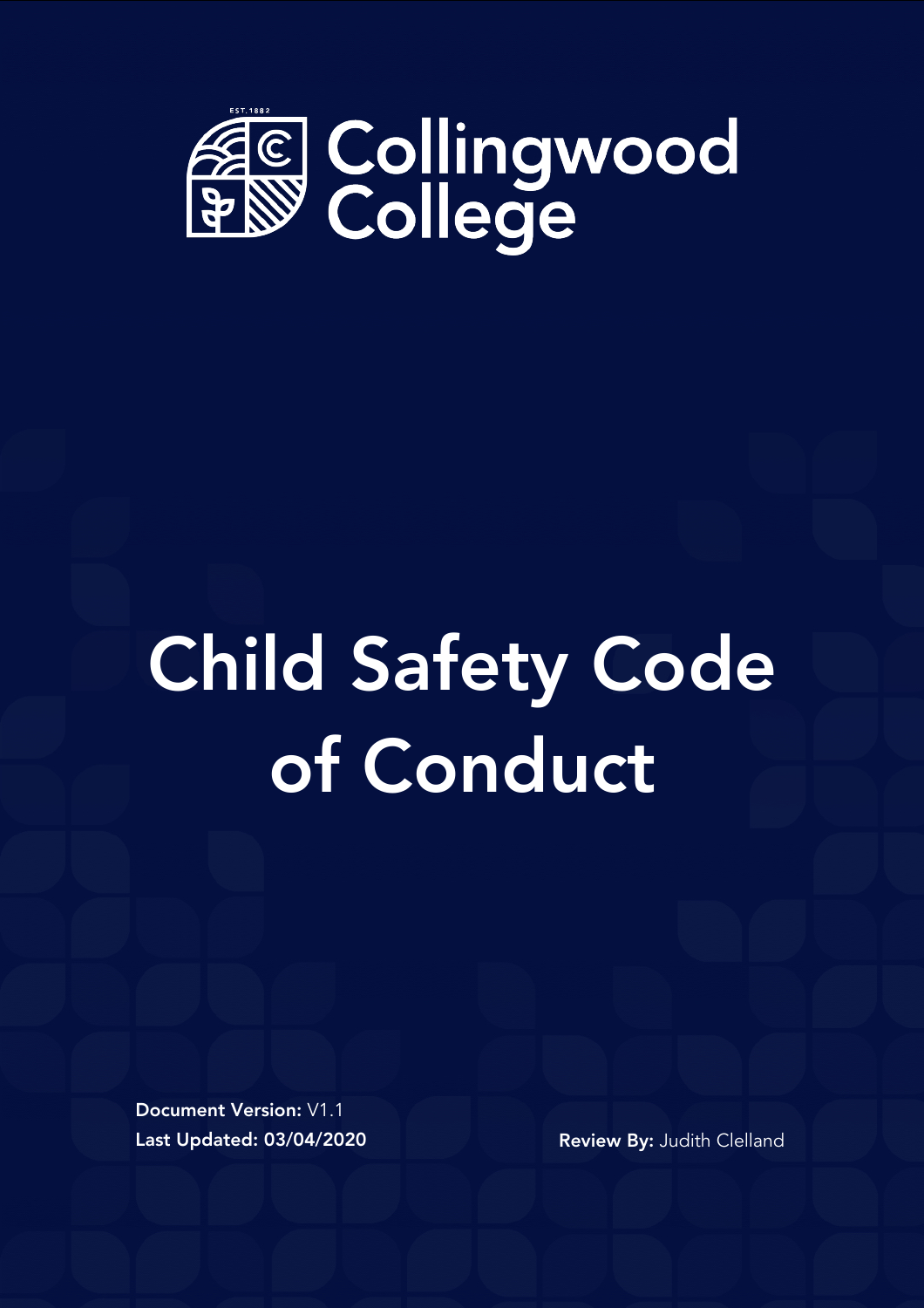EST. 1882

Collingwood College

# Child Safety Code of Conduct

**Document Version:** V1.1

**Last Updated: 03/04/2020**

**Review By:** Judith Clelland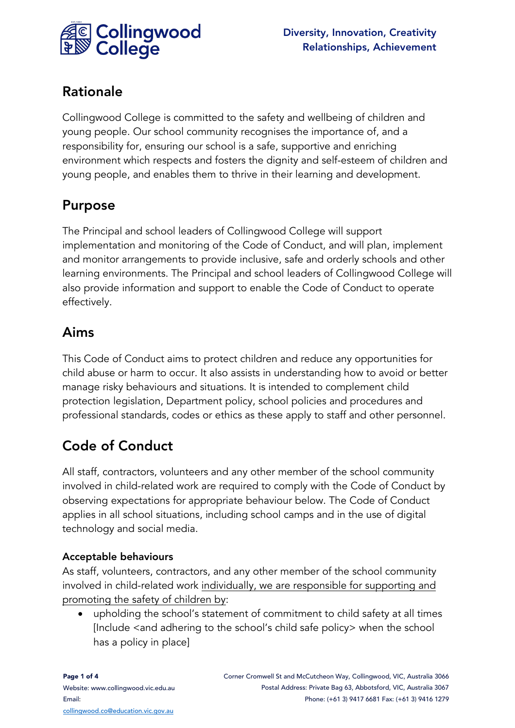## Rationale

Collingwood College is committed to the safety and wellbeing of children and young people. Our school community recognises the importance of, and a responsibility for, ensuring our school is a safe, supportive and enriching environment which respects and fosters the dignity and self-esteem of children and young people, and enables them to thrive in their learning and development.

## Purpose

The Principal and school leaders of Collingwood College will support implementation and monitoring of the Code of Conduct, and will plan, implement and monitor arrangements to provide inclusive, safe and orderly schools and other learning environments. The Principal and school leaders of Collingwood College will also provide information and support to enable the Code of Conduct to operate effectively.

## Aims

This Code of Conduct aims to protect children and reduce any opportunities for child abuse or harm to occur. It also assists in understanding how to avoid or better manage risky behaviours and situations. It is intended to complement child protection legislation, Department policy, school policies and procedures and professional standards, codes or ethics as these apply to staff and other personnel.

## Code of Conduct

All staff, contractors, volunteers and any other member of the school community involved in child-related work are required to comply with the Code of Conduct by observing expectations for appropriate behaviour below. The Code of Conduct applies in all school situations, including school camps and in the use of digital technology and social media.

### Acceptable behaviours

As staff, volunteers, contractors, and any other member of the school community involved in child-related work individually, we are responsible for supporting and promoting the safety of children by:

- upholding the school's statement of commitment to child safety at all times [Include <and adhering to the school's child safe policy> when the school has a policy in place]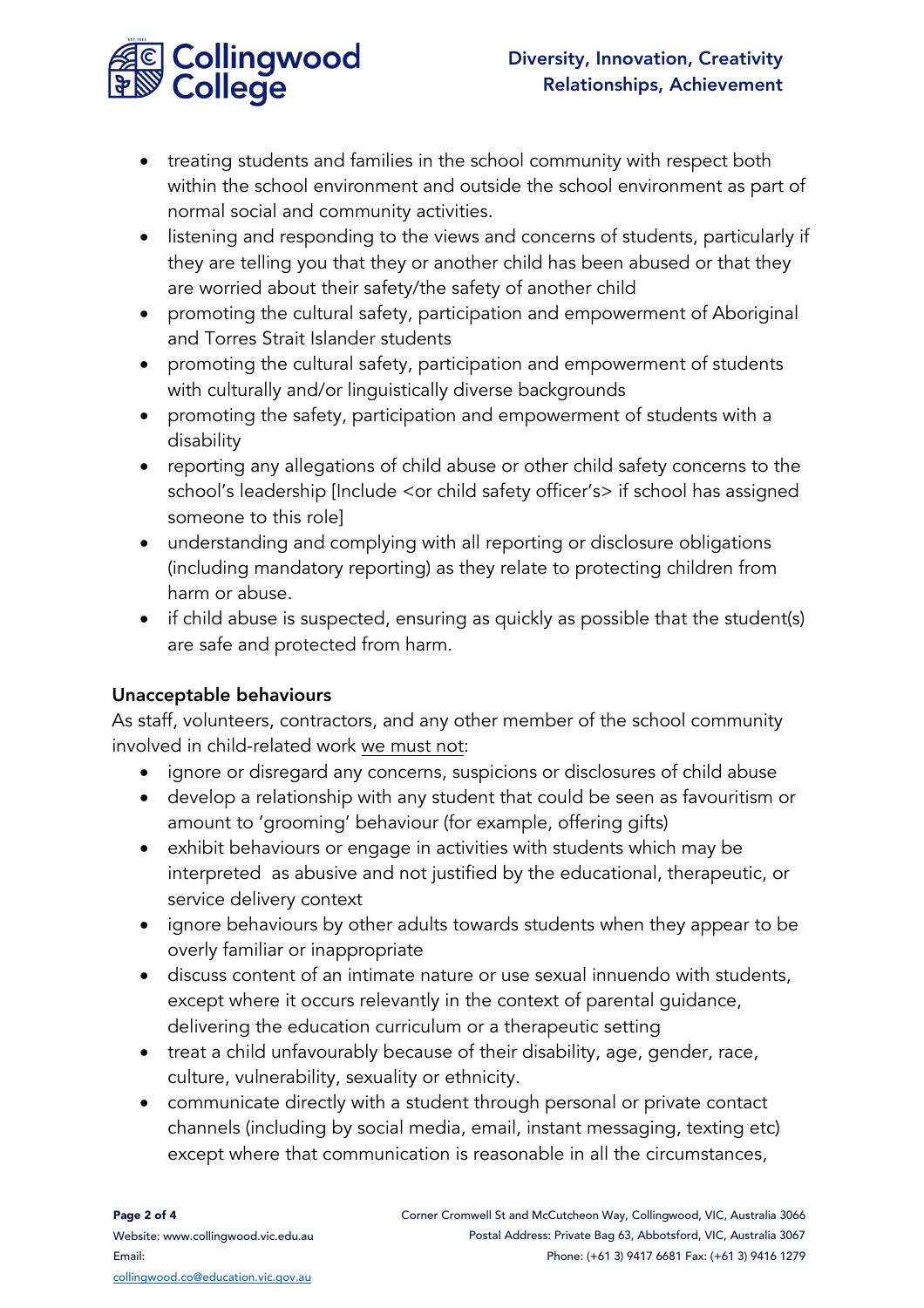- treating students and families in the school community with respect both within the school environment and outside the school environment as part of normal social and community activities.
- listening and responding to the views and concerns of students, particularly if they are telling you that they or another child has been abused or that they are worried about their safety/the safety of another child
- promoting the cultural safety, participation and empowerment of Aboriginal and Torres Strait Islander students
- promoting the cultural safety, participation and empowerment of students with culturally and/or linguistically diverse backgrounds
- promoting the safety, participation and empowerment of students with a disability
- reporting any allegations of child abuse or other child safety concerns to the school's leadership [Include <or child safety officer's> if school has assigned someone to this role]
- understanding and complying with all reporting or disclosure obligations (including mandatory reporting) as they relate to protecting children from harm or abuse.
- if child abuse is suspected, ensuring as quickly as possible that the student(s) are safe and protected from harm.

### Unacceptable behaviours

As staff, volunteers, contractors, and any other member of the school community involved in child-related work <u>we must not</u>:

- ignore or disregard any concerns, suspicions or disclosures of child abuse
- develop a relationship with any student that could be seen as favouritism or amount to 'grooming' behaviour (for example, offering gifts)
- exhibit behaviours or engage in activities with students which may be interpreted as abusive and not justified by the educational, therapeutic, or service delivery context
- ignore behaviours by other adults towards students when they appear to be overly familiar or inappropriate
- discuss content of an intimate nature or use sexual innuendo with students, except where it occurs relevantly in the context of parental guidance, delivering the education curriculum or a therapeutic setting
- treat a child unfavourably because of their disability, age, gender, race, culture, vulnerability, sexuality or ethnicity.
- communicate directly with a student through personal or private contact channels (including by social media, email, instant messaging, texting etc) except where that communication is reasonable in all the circumstances,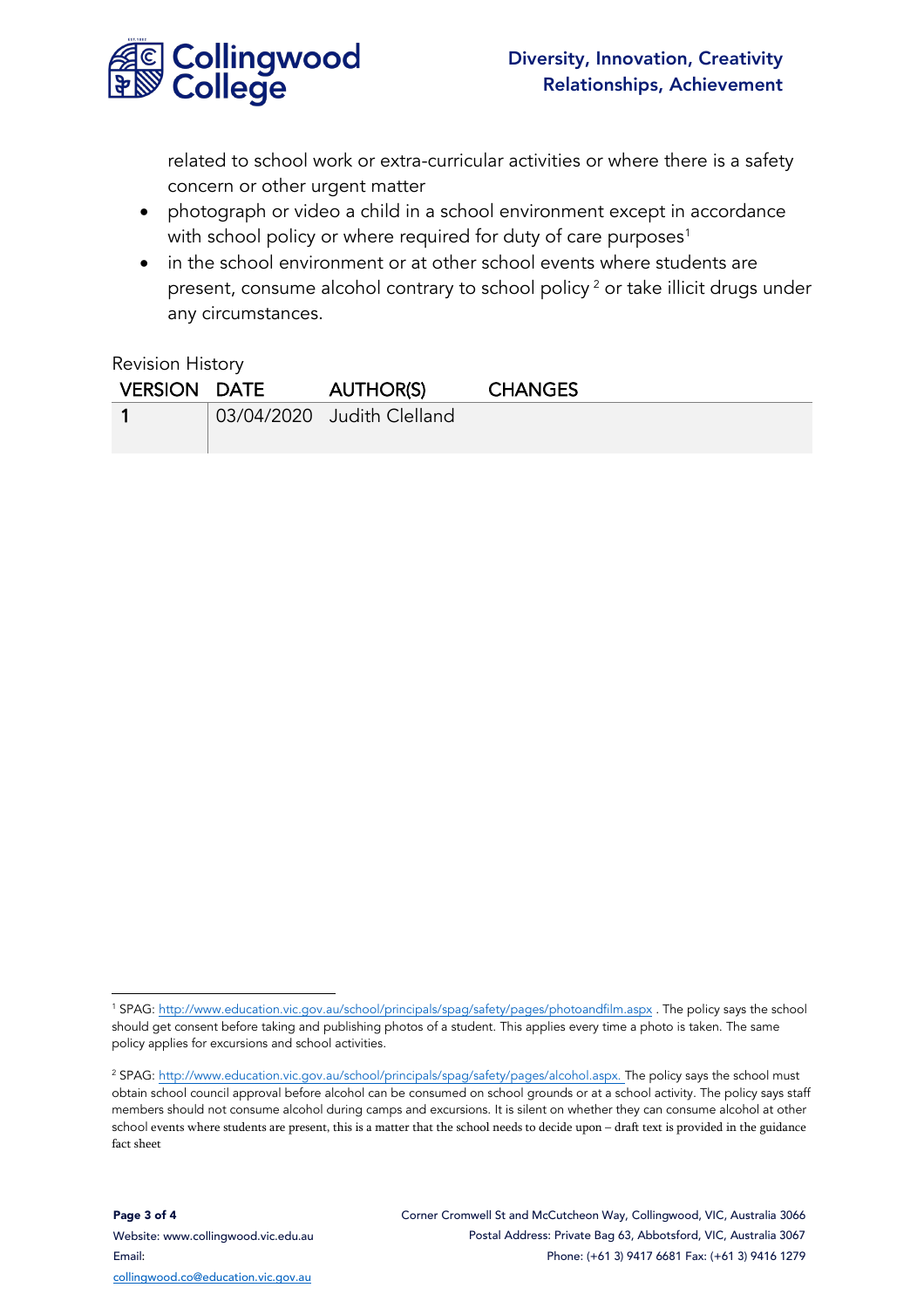related to school work or extra-curricular activities or where there is a safety concern or other urgent matter

- photograph or video a child in a school environment except in accordance with school policy or where required for duty of care purposes[1]
- in the school environment or at other school events where students are present, consume alcohol contrary to school policy [2] or take illicit drugs under any circumstances.

Revision History

| VERSION | DATE | AUTHOR(S) | CHANGES |
| --- | --- | --- | --- |
| 1 | 03/04/2020 | Judith Clelland | |

[1] SPAG: http://www.education.vic.gov.au/school/principals/spag/safety/pages/photoandfilm.aspx . The policy says the school should get consent before taking and publishing photos of a student. This applies every time a photo is taken. The same policy applies for excursions and school activities.

[2] SPAG: http://www.education.vic.gov.au/school/principals/spag/safety/pages/alcohol.aspx. The policy says the school must obtain school council approval before alcohol can be consumed on school grounds or at a school activity. The policy says staff members should not consume alcohol during camps and excursions. It is silent on whether they can consume alcohol at other school events where students are present, this is a matter that the school needs to decide upon – draft text is provided in the guidance fact sheet